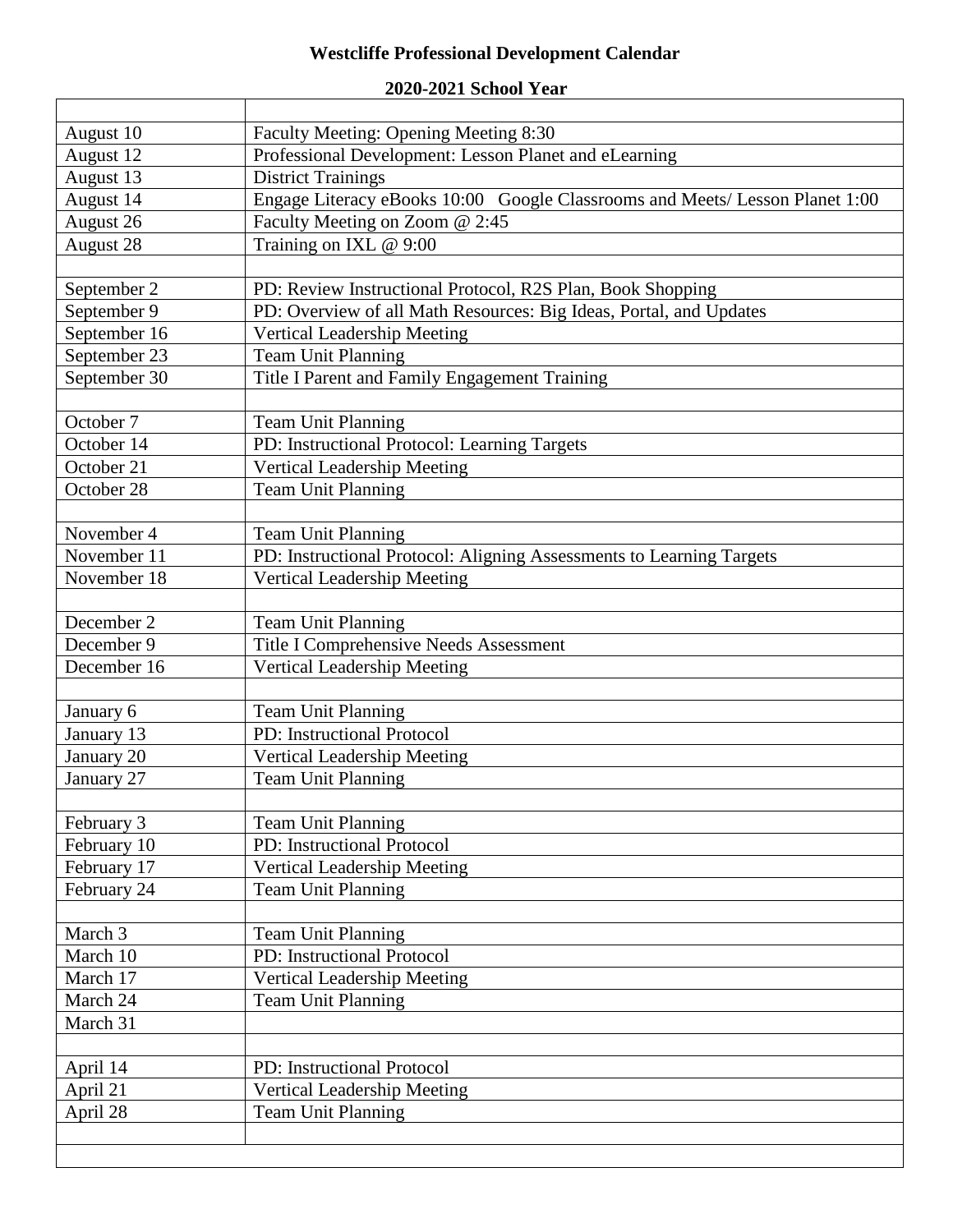# Westcliffe Professional Development Calendar

## 2020-2021 School Year

| | |
|---|---|
| August 10 | Faculty Meeting: Opening Meeting 8:30 |
| August 12 | Professional Development: Lesson Planet and eLearning |
| August 13 | District Trainings |
| August 14 | Engage Literacy eBooks 10:00 Google Classrooms and Meets/ Lesson Planet 1:00 |
| August 26 | Faculty Meeting on Zoom @ 2:45 |
| August 28 | Training on IXL @ 9:00 |
| | |
| September 2 | PD: Review Instructional Protocol, R2S Plan, Book Shopping |
| September 9 | PD: Overview of all Math Resources: Big Ideas, Portal, and Updates |
| September 16 | Vertical Leadership Meeting |
| September 23 | Team Unit Planning |
| September 30 | Title I Parent and Family Engagement Training |
| | |
| October 7 | Team Unit Planning |
| October 14 | PD: Instructional Protocol: Learning Targets |
| October 21 | Vertical Leadership Meeting |
| October 28 | Team Unit Planning |
| | |
| November 4 | Team Unit Planning |
| November 11 | PD: Instructional Protocol: Aligning Assessments to Learning Targets |
| November 18 | Vertical Leadership Meeting |
| | |
| December 2 | Team Unit Planning |
| December 9 | Title I Comprehensive Needs Assessment |
| December 16 | Vertical Leadership Meeting |
| | |
| January 6 | Team Unit Planning |
| January 13 | PD: Instructional Protocol |
| January 20 | Vertical Leadership Meeting |
| January 27 | Team Unit Planning |
| | |
| February 3 | Team Unit Planning |
| February 10 | PD: Instructional Protocol |
| February 17 | Vertical Leadership Meeting |
| February 24 | Team Unit Planning |
| | |
| March 3 | Team Unit Planning |
| March 10 | PD: Instructional Protocol |
| March 17 | Vertical Leadership Meeting |
| March 24 | Team Unit Planning |
| March 31 | |
| | |
| April 14 | PD: Instructional Protocol |
| April 21 | Vertical Leadership Meeting |
| April 28 | Team Unit Planning |
| | |
| | |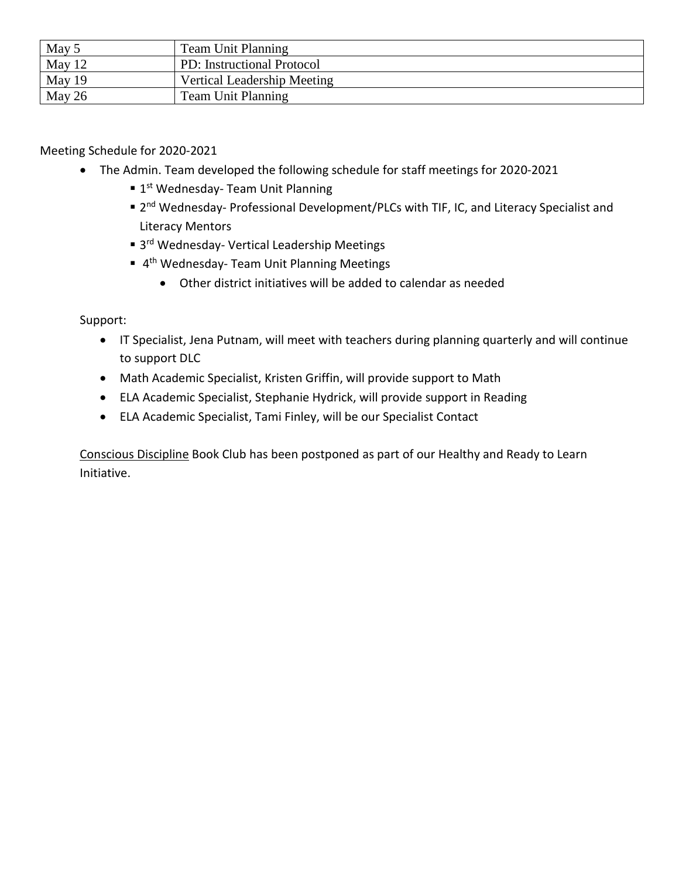| | |
|---|---|
| May 5 | Team Unit Planning |
| May 12 | PD: Instructional Protocol |
| May 19 | Vertical Leadership Meeting |
| May 26 | Team Unit Planning |

Meeting Schedule for 2020-2021

- The Admin. Team developed the following schedule for staff meetings for 2020-2021
  - 1st Wednesday- Team Unit Planning
  - 2nd Wednesday- Professional Development/PLCs with TIF, IC, and Literacy Specialist and Literacy Mentors
  - 3rd Wednesday- Vertical Leadership Meetings
  - 4th Wednesday- Team Unit Planning Meetings
    - Other district initiatives will be added to calendar as needed

Support:

- IT Specialist, Jena Putnam, will meet with teachers during planning quarterly and will continue to support DLC
- Math Academic Specialist, Kristen Griffin, will provide support to Math
- ELA Academic Specialist, Stephanie Hydrick, will provide support in Reading
- ELA Academic Specialist, Tami Finley, will be our Specialist Contact

Conscious Discipline Book Club has been postponed as part of our Healthy and Ready to Learn Initiative.